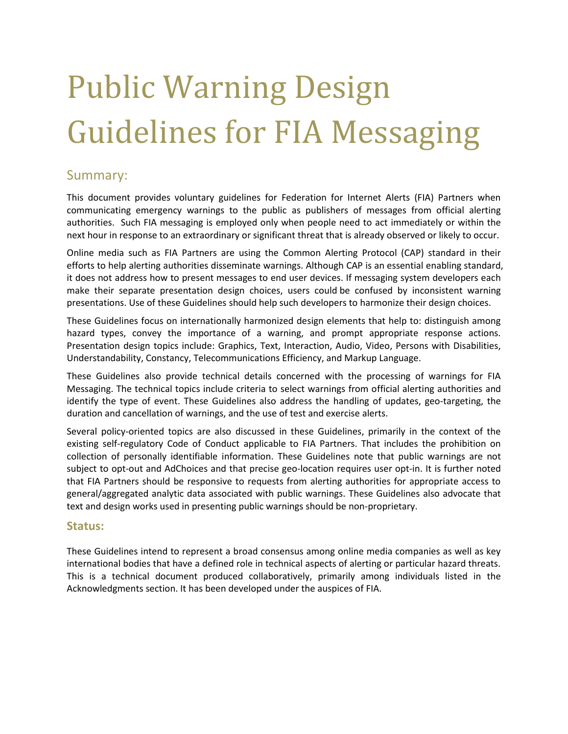# Public Warning Design Guidelines for FIA Messaging

## Summary:

This document provides voluntary guidelines for Federation for Internet Alerts (FIA) Partners when communicating emergency warnings to the public as publishers of messages from official alerting authorities. Such FIA messaging is employed only when people need to act immediately or within the next hour in response to an extraordinary or significant threat that is already observed or likely to occur.

Online media such as FIA Partners are using the Common Alerting Protocol (CAP) standard in their efforts to help alerting authorities disseminate warnings. Although CAP is an essential enabling standard, it does not address how to present messages to end user devices. If messaging system developers each make their separate presentation design choices, users could be confused by inconsistent warning presentations. Use of these Guidelines should help such developers to harmonize their design choices.

These Guidelines focus on internationally harmonized design elements that help to: distinguish among hazard types, convey the importance of a warning, and prompt appropriate response actions. Presentation design topics include: Graphics, Text, Interaction, Audio, Video, Persons with Disabilities, Understandability, Constancy, Telecommunications Efficiency, and Markup Language.

These Guidelines also provide technical details concerned with the processing of warnings for FIA Messaging. The technical topics include criteria to select warnings from official alerting authorities and identify the type of event. These Guidelines also address the handling of updates, geo-targeting, the duration and cancellation of warnings, and the use of test and exercise alerts.

Several policy-oriented topics are also discussed in these Guidelines, primarily in the context of the existing self-regulatory Code of Conduct applicable to FIA Partners. That includes the prohibition on collection of personally identifiable information. These Guidelines note that public warnings are not subject to opt-out and AdChoices and that precise geo-location requires user opt-in. It is further noted that FIA Partners should be responsive to requests from alerting authorities for appropriate access to general/aggregated analytic data associated with public warnings. These Guidelines also advocate that text and design works used in presenting public warnings should be non-proprietary.

### Status:

These Guidelines intend to represent a broad consensus among online media companies as well as key international bodies that have a defined role in technical aspects of alerting or particular hazard threats. This is a technical document produced collaboratively, primarily among individuals listed in the Acknowledgments section. It has been developed under the auspices of FIA.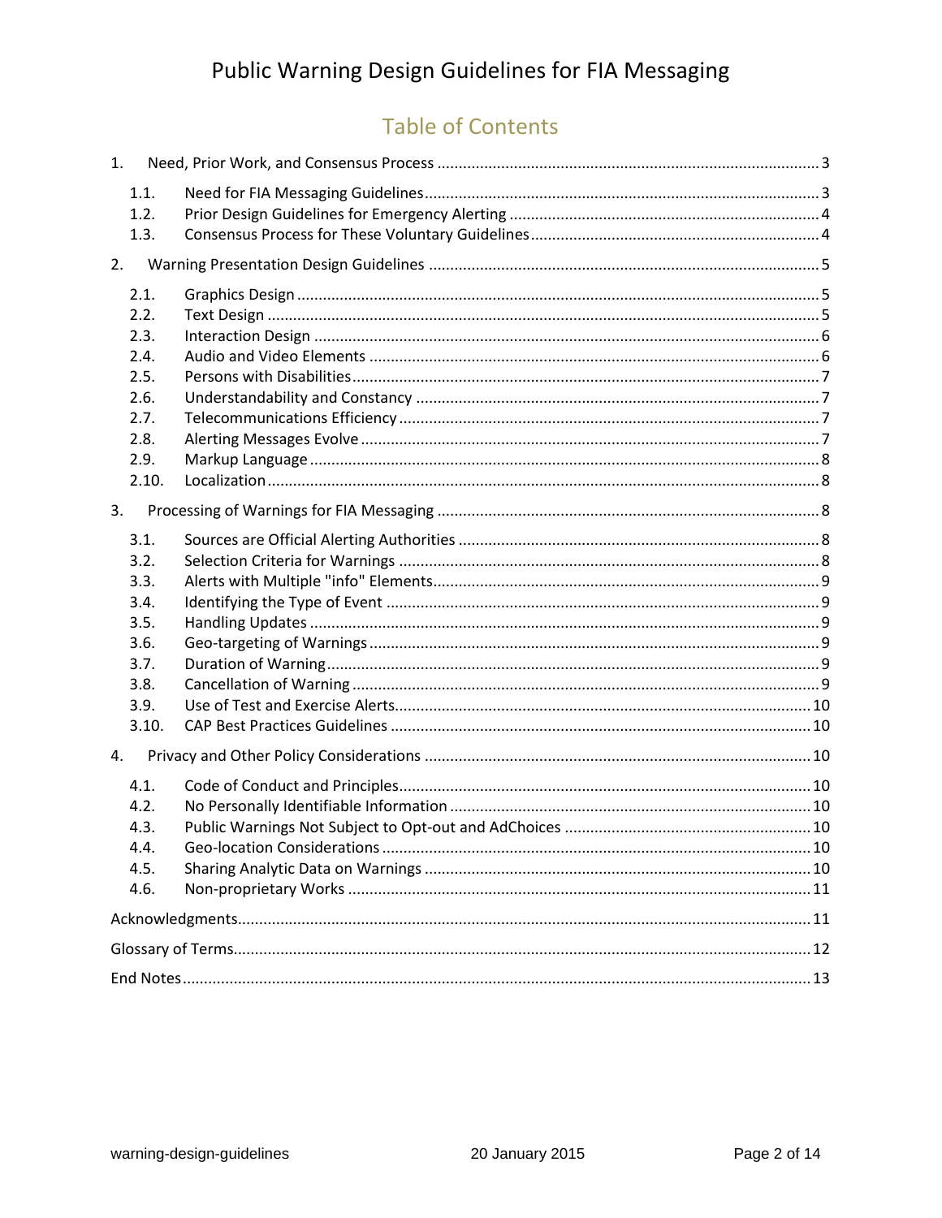# Public Warning Design Guidelines for FIA Messaging

## Table of Contents

1. Need, Prior Work, and Consensus Process ..... 3
   - 1.1. Need for FIA Messaging Guidelines ..... 3
   - 1.2. Prior Design Guidelines for Emergency Alerting ..... 4
   - 1.3. Consensus Process for These Voluntary Guidelines ..... 4
2. Warning Presentation Design Guidelines ..... 5
   - 2.1. Graphics Design ..... 5
   - 2.2. Text Design ..... 5
   - 2.3. Interaction Design ..... 6
   - 2.4. Audio and Video Elements ..... 6
   - 2.5. Persons with Disabilities ..... 7
   - 2.6. Understandability and Constancy ..... 7
   - 2.7. Telecommunications Efficiency ..... 7
   - 2.8. Alerting Messages Evolve ..... 7
   - 2.9. Markup Language ..... 8
   - 2.10. Localization ..... 8
3. Processing of Warnings for FIA Messaging ..... 8
   - 3.1. Sources are Official Alerting Authorities ..... 8
   - 3.2. Selection Criteria for Warnings ..... 8
   - 3.3. Alerts with Multiple "info" Elements ..... 9
   - 3.4. Identifying the Type of Event ..... 9
   - 3.5. Handling Updates ..... 9
   - 3.6. Geo-targeting of Warnings ..... 9
   - 3.7. Duration of Warning ..... 9
   - 3.8. Cancellation of Warning ..... 9
   - 3.9. Use of Test and Exercise Alerts ..... 10
   - 3.10. CAP Best Practices Guidelines ..... 10
4. Privacy and Other Policy Considerations ..... 10
   - 4.1. Code of Conduct and Principles ..... 10
   - 4.2. No Personally Identifiable Information ..... 10
   - 4.3. Public Warnings Not Subject to Opt-out and AdChoices ..... 10
   - 4.4. Geo-location Considerations ..... 10
   - 4.5. Sharing Analytic Data on Warnings ..... 10
   - 4.6. Non-proprietary Works ..... 11

Acknowledgments ..... 11

Glossary of Terms ..... 12

End Notes ..... 13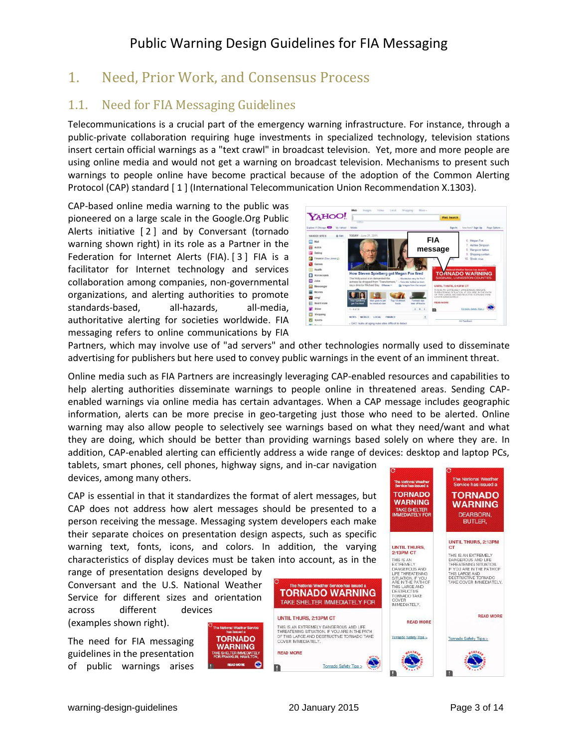# 1. Need, Prior Work, and Consensus Process

## 1.1. Need for FIA Messaging Guidelines

Telecommunications is a crucial part of the emergency warning infrastructure. For instance, through a public-private collaboration requiring huge investments in specialized technology, television stations insert certain official warnings as a "text crawl" in broadcast television. Yet, more and more people are using online media and would not get a warning on broadcast television. Mechanisms to present such warnings to people online have become practical because of the adoption of the Common Alerting Protocol (CAP) standard [ 1 ] (International Telecommunication Union Recommendation X.1303).

CAP-based online media warning to the public was pioneered on a large scale in the Google.Org Public Alerts initiative [ 2 ] and by Conversant (tornado warning shown right) in its role as a Partner in the Federation for Internet Alerts (FIA). [ 3 ] FIA is a facilitator for Internet technology and services collaboration among companies, non-governmental organizations, and alerting authorities to promote standards-based, all-hazards, all-media, authoritative alerting for societies worldwide. FIA messaging refers to online communications by FIA Partners, which may involve use of "ad servers" and other technologies normally used to disseminate advertising for publishers but here used to convey public warnings in the event of an imminent threat.

Online media such as FIA Partners are increasingly leveraging CAP-enabled resources and capabilities to help alerting authorities disseminate warnings to people online in threatened areas. Sending CAP-enabled warnings via online media has certain advantages. When a CAP message includes geographic information, alerts can be more precise in geo-targeting just those who need to be alerted. Online warning may also allow people to selectively see warnings based on what they need/want and what they are doing, which should be better than providing warnings based solely on where they are. In addition, CAP-enabled alerting can efficiently address a wide range of devices: desktop and laptop PCs, tablets, smart phones, cell phones, highway signs, and in-car navigation devices, among many others.

CAP is essential in that it standardizes the format of alert messages, but CAP does not address how alert messages should be presented to a person receiving the message. Messaging system developers each make their separate choices on presentation design aspects, such as specific warning text, fonts, icons, and colors. In addition, the varying characteristics of display devices must be taken into account, as in the range of presentation designs developed by Conversant and the U.S. National Weather Service for different sizes and orientation across different devices (examples shown right).

The need for FIA messaging guidelines in the presentation of public warnings arises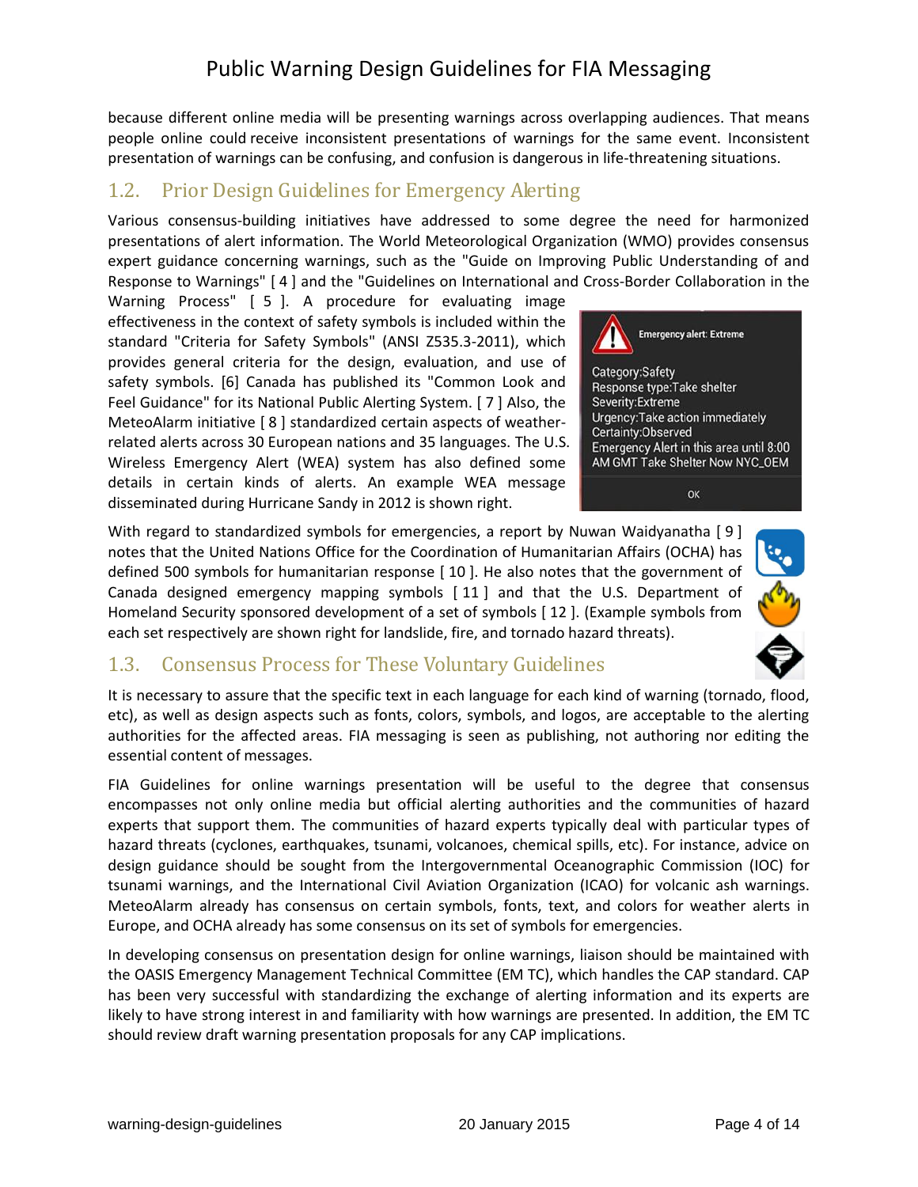because different online media will be presenting warnings across overlapping audiences. That means people online could receive inconsistent presentations of warnings for the same event. Inconsistent presentation of warnings can be confusing, and confusion is dangerous in life-threatening situations.

## 1.2. Prior Design Guidelines for Emergency Alerting

Various consensus-building initiatives have addressed to some degree the need for harmonized presentations of alert information. The World Meteorological Organization (WMO) provides consensus expert guidance concerning warnings, such as the "Guide on Improving Public Understanding of and Response to Warnings" [ 4 ] and the "Guidelines on International and Cross-Border Collaboration in the Warning Process" [ 5 ]. A procedure for evaluating image effectiveness in the context of safety symbols is included within the standard "Criteria for Safety Symbols" (ANSI Z535.3-2011), which provides general criteria for the design, evaluation, and use of safety symbols. [6] Canada has published its "Common Look and Feel Guidance" for its National Public Alerting System. [ 7 ] Also, the MeteoAlarm initiative [ 8 ] standardized certain aspects of weather-related alerts across 30 European nations and 35 languages. The U.S. Wireless Emergency Alert (WEA) system has also defined some details in certain kinds of alerts. An example WEA message disseminated during Hurricane Sandy in 2012 is shown right.

With regard to standardized symbols for emergencies, a report by Nuwan Waidyanatha [ 9 ] notes that the United Nations Office for the Coordination of Humanitarian Affairs (OCHA) has defined 500 symbols for humanitarian response [ 10 ]. He also notes that the government of Canada designed emergency mapping symbols [ 11 ] and that the U.S. Department of Homeland Security sponsored development of a set of symbols [ 12 ]. (Example symbols from each set respectively are shown right for landslide, fire, and tornado hazard threats).

## 1.3. Consensus Process for These Voluntary Guidelines

It is necessary to assure that the specific text in each language for each kind of warning (tornado, flood, etc), as well as design aspects such as fonts, colors, symbols, and logos, are acceptable to the alerting authorities for the affected areas. FIA messaging is seen as publishing, not authoring nor editing the essential content of messages.

FIA Guidelines for online warnings presentation will be useful to the degree that consensus encompasses not only online media but official alerting authorities and the communities of hazard experts that support them. The communities of hazard experts typically deal with particular types of hazard threats (cyclones, earthquakes, tsunami, volcanoes, chemical spills, etc). For instance, advice on design guidance should be sought from the Intergovernmental Oceanographic Commission (IOC) for tsunami warnings, and the International Civil Aviation Organization (ICAO) for volcanic ash warnings. MeteoAlarm already has consensus on certain symbols, fonts, text, and colors for weather alerts in Europe, and OCHA already has some consensus on its set of symbols for emergencies.

In developing consensus on presentation design for online warnings, liaison should be maintained with the OASIS Emergency Management Technical Committee (EM TC), which handles the CAP standard. CAP has been very successful with standardizing the exchange of alerting information and its experts are likely to have strong interest in and familiarity with how warnings are presented. In addition, the EM TC should review draft warning presentation proposals for any CAP implications.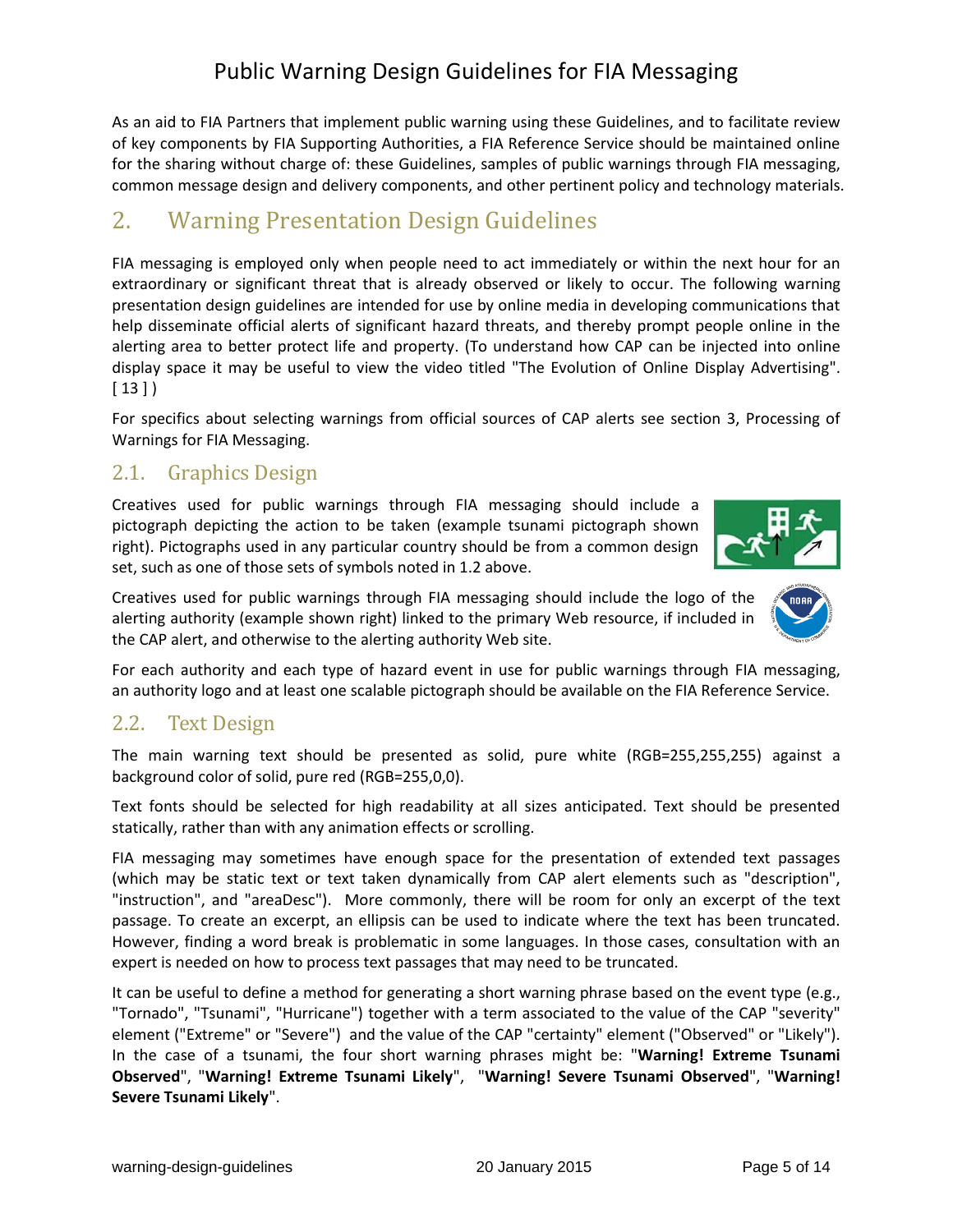As an aid to FIA Partners that implement public warning using these Guidelines, and to facilitate review of key components by FIA Supporting Authorities, a FIA Reference Service should be maintained online for the sharing without charge of: these Guidelines, samples of public warnings through FIA messaging, common message design and delivery components, and other pertinent policy and technology materials.

# 2. Warning Presentation Design Guidelines

FIA messaging is employed only when people need to act immediately or within the next hour for an extraordinary or significant threat that is already observed or likely to occur. The following warning presentation design guidelines are intended for use by online media in developing communications that help disseminate official alerts of significant hazard threats, and thereby prompt people online in the alerting area to better protect life and property. (To understand how CAP can be injected into online display space it may be useful to view the video titled "The Evolution of Online Display Advertising". [ 13 ] )

For specifics about selecting warnings from official sources of CAP alerts see section 3, Processing of Warnings for FIA Messaging.

## 2.1. Graphics Design

Creatives used for public warnings through FIA messaging should include a pictograph depicting the action to be taken (example tsunami pictograph shown right). Pictographs used in any particular country should be from a common design set, such as one of those sets of symbols noted in 1.2 above.

Creatives used for public warnings through FIA messaging should include the logo of the alerting authority (example shown right) linked to the primary Web resource, if included in the CAP alert, and otherwise to the alerting authority Web site.

For each authority and each type of hazard event in use for public warnings through FIA messaging, an authority logo and at least one scalable pictograph should be available on the FIA Reference Service.

## 2.2. Text Design

The main warning text should be presented as solid, pure white (RGB=255,255,255) against a background color of solid, pure red (RGB=255,0,0).

Text fonts should be selected for high readability at all sizes anticipated. Text should be presented statically, rather than with any animation effects or scrolling.

FIA messaging may sometimes have enough space for the presentation of extended text passages (which may be static text or text taken dynamically from CAP alert elements such as "description", "instruction", and "areaDesc"). More commonly, there will be room for only an excerpt of the text passage. To create an excerpt, an ellipsis can be used to indicate where the text has been truncated. However, finding a word break is problematic in some languages. In those cases, consultation with an expert is needed on how to process text passages that may need to be truncated.

It can be useful to define a method for generating a short warning phrase based on the event type (e.g., "Tornado", "Tsunami", "Hurricane") together with a term associated to the value of the CAP "severity" element ("Extreme" or "Severe") and the value of the CAP "certainty" element ("Observed" or "Likely"). In the case of a tsunami, the four short warning phrases might be: "**Warning! Extreme Tsunami Observed**", "**Warning! Extreme Tsunami Likely**", "**Warning! Severe Tsunami Observed**", "**Warning! Severe Tsunami Likely**".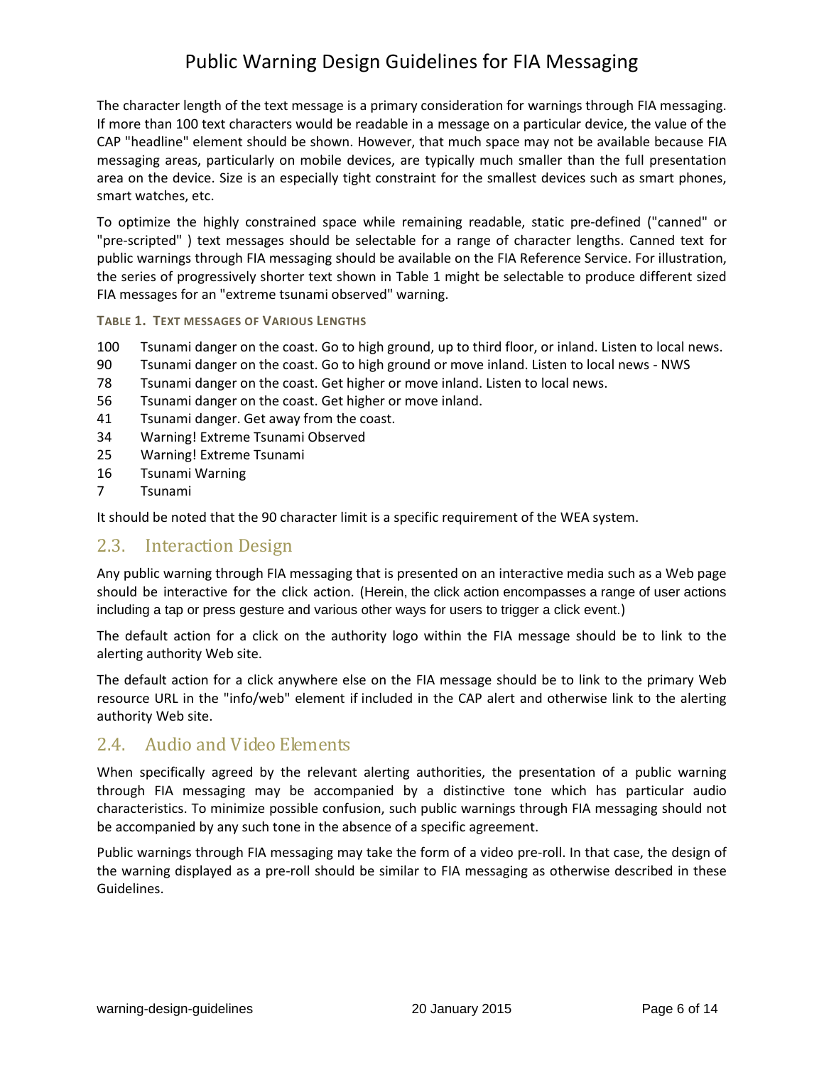The character length of the text message is a primary consideration for warnings through FIA messaging. If more than 100 text characters would be readable in a message on a particular device, the value of the CAP "headline" element should be shown. However, that much space may not be available because FIA messaging areas, particularly on mobile devices, are typically much smaller than the full presentation area on the device. Size is an especially tight constraint for the smallest devices such as smart phones, smart watches, etc.

To optimize the highly constrained space while remaining readable, static pre-defined ("canned" or "pre-scripted" ) text messages should be selectable for a range of character lengths. Canned text for public warnings through FIA messaging should be available on the FIA Reference Service. For illustration, the series of progressively shorter text shown in Table 1 might be selectable to produce different sized FIA messages for an "extreme tsunami observed" warning.

**TABLE 1. TEXT MESSAGES OF VARIOUS LENGTHS**

| | |
|---|---|
| 100 | Tsunami danger on the coast. Go to high ground, up to third floor, or inland. Listen to local news. |
| 90 | Tsunami danger on the coast. Go to high ground or move inland. Listen to local news - NWS |
| 78 | Tsunami danger on the coast. Get higher or move inland. Listen to local news. |
| 56 | Tsunami danger on the coast. Get higher or move inland. |
| 41 | Tsunami danger. Get away from the coast. |
| 34 | Warning! Extreme Tsunami Observed |
| 25 | Warning! Extreme Tsunami |
| 16 | Tsunami Warning |
| 7 | Tsunami |

It should be noted that the 90 character limit is a specific requirement of the WEA system.

## 2.3. Interaction Design

Any public warning through FIA messaging that is presented on an interactive media such as a Web page should be interactive for the click action. (Herein, the click action encompasses a range of user actions including a tap or press gesture and various other ways for users to trigger a click event.)

The default action for a click on the authority logo within the FIA message should be to link to the alerting authority Web site.

The default action for a click anywhere else on the FIA message should be to link to the primary Web resource URL in the "info/web" element if included in the CAP alert and otherwise link to the alerting authority Web site.

## 2.4. Audio and Video Elements

When specifically agreed by the relevant alerting authorities, the presentation of a public warning through FIA messaging may be accompanied by a distinctive tone which has particular audio characteristics. To minimize possible confusion, such public warnings through FIA messaging should not be accompanied by any such tone in the absence of a specific agreement.

Public warnings through FIA messaging may take the form of a video pre-roll. In that case, the design of the warning displayed as a pre-roll should be similar to FIA messaging as otherwise described in these Guidelines.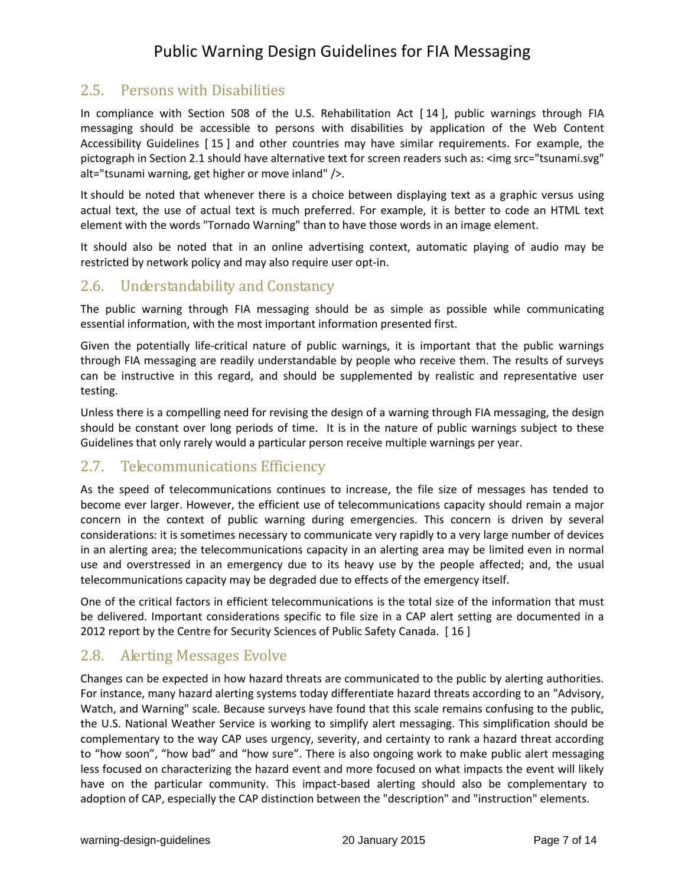## 2.5. Persons with Disabilities

In compliance with Section 508 of the U.S. Rehabilitation Act [ 14 ], public warnings through FIA messaging should be accessible to persons with disabilities by application of the Web Content Accessibility Guidelines [ 15 ] and other countries may have similar requirements. For example, the pictograph in Section 2.1 should have alternative text for screen readers such as: <img src="tsunami.svg" alt="tsunami warning, get higher or move inland" />.

It should be noted that whenever there is a choice between displaying text as a graphic versus using actual text, the use of actual text is much preferred. For example, it is better to code an HTML text element with the words "Tornado Warning" than to have those words in an image element.

It should also be noted that in an online advertising context, automatic playing of audio may be restricted by network policy and may also require user opt-in.

## 2.6. Understandability and Constancy

The public warning through FIA messaging should be as simple as possible while communicating essential information, with the most important information presented first.

Given the potentially life-critical nature of public warnings, it is important that the public warnings through FIA messaging are readily understandable by people who receive them. The results of surveys can be instructive in this regard, and should be supplemented by realistic and representative user testing.

Unless there is a compelling need for revising the design of a warning through FIA messaging, the design should be constant over long periods of time. It is in the nature of public warnings subject to these Guidelines that only rarely would a particular person receive multiple warnings per year.

## 2.7. Telecommunications Efficiency

As the speed of telecommunications continues to increase, the file size of messages has tended to become ever larger. However, the efficient use of telecommunications capacity should remain a major concern in the context of public warning during emergencies. This concern is driven by several considerations: it is sometimes necessary to communicate very rapidly to a very large number of devices in an alerting area; the telecommunications capacity in an alerting area may be limited even in normal use and overstressed in an emergency due to its heavy use by the people affected; and, the usual telecommunications capacity may be degraded due to effects of the emergency itself.

One of the critical factors in efficient telecommunications is the total size of the information that must be delivered. Important considerations specific to file size in a CAP alert setting are documented in a 2012 report by the Centre for Security Sciences of Public Safety Canada. [ 16 ]

## 2.8. Alerting Messages Evolve

Changes can be expected in how hazard threats are communicated to the public by alerting authorities. For instance, many hazard alerting systems today differentiate hazard threats according to an "Advisory, Watch, and Warning" scale. Because surveys have found that this scale remains confusing to the public, the U.S. National Weather Service is working to simplify alert messaging. This simplification should be complementary to the way CAP uses urgency, severity, and certainty to rank a hazard threat according to “how soon”, “how bad” and “how sure”. There is also ongoing work to make public alert messaging less focused on characterizing the hazard event and more focused on what impacts the event will likely have on the particular community. This impact-based alerting should also be complementary to adoption of CAP, especially the CAP distinction between the "description" and "instruction" elements.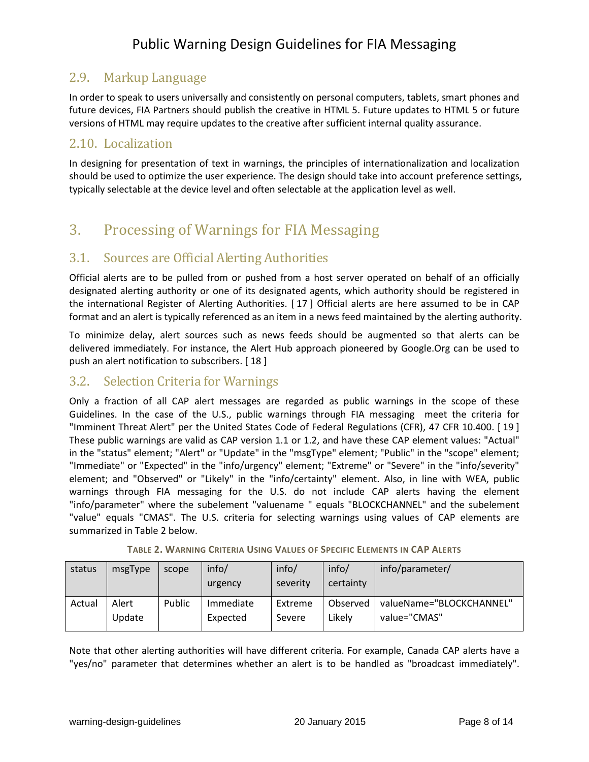## 2.9. Markup Language

In order to speak to users universally and consistently on personal computers, tablets, smart phones and future devices, FIA Partners should publish the creative in HTML 5. Future updates to HTML 5 or future versions of HTML may require updates to the creative after sufficient internal quality assurance.

## 2.10. Localization

In designing for presentation of text in warnings, the principles of internationalization and localization should be used to optimize the user experience. The design should take into account preference settings, typically selectable at the device level and often selectable at the application level as well.

# 3. Processing of Warnings for FIA Messaging

## 3.1. Sources are Official Alerting Authorities

Official alerts are to be pulled from or pushed from a host server operated on behalf of an officially designated alerting authority or one of its designated agents, which authority should be registered in the international Register of Alerting Authorities. [ 17 ] Official alerts are here assumed to be in CAP format and an alert is typically referenced as an item in a news feed maintained by the alerting authority.

To minimize delay, alert sources such as news feeds should be augmented so that alerts can be delivered immediately. For instance, the Alert Hub approach pioneered by Google.Org can be used to push an alert notification to subscribers. [ 18 ]

## 3.2. Selection Criteria for Warnings

Only a fraction of all CAP alert messages are regarded as public warnings in the scope of these Guidelines. In the case of the U.S., public warnings through FIA messaging meet the criteria for "Imminent Threat Alert" per the United States Code of Federal Regulations (CFR), 47 CFR 10.400. [ 19 ] These public warnings are valid as CAP version 1.1 or 1.2, and have these CAP element values: "Actual" in the "status" element; "Alert" or "Update" in the "msgType" element; "Public" in the "scope" element; "Immediate" or "Expected" in the "info/urgency" element; "Extreme" or "Severe" in the "info/severity" element; and "Observed" or "Likely" in the "info/certainty" element. Also, in line with WEA, public warnings through FIA messaging for the U.S. do not include CAP alerts having the element "info/parameter" where the subelement "valuename " equals "BLOCKCHANNEL" and the subelement "value" equals "CMAS". The U.S. criteria for selecting warnings using values of CAP elements are summarized in Table 2 below.

**TABLE 2. WARNING CRITERIA USING VALUES OF SPECIFIC ELEMENTS IN CAP ALERTS**

| status | msgType | scope | info/ urgency | info/ severity | info/ certainty | info/parameter/ |
|---|---|---|---|---|---|---|
| Actual | Alert Update | Public | Immediate Expected | Extreme Severe | Observed Likely | valueName="BLOCKCHANNEL" value="CMAS" |

Note that other alerting authorities will have different criteria. For example, Canada CAP alerts have a "yes/no" parameter that determines whether an alert is to be handled as "broadcast immediately".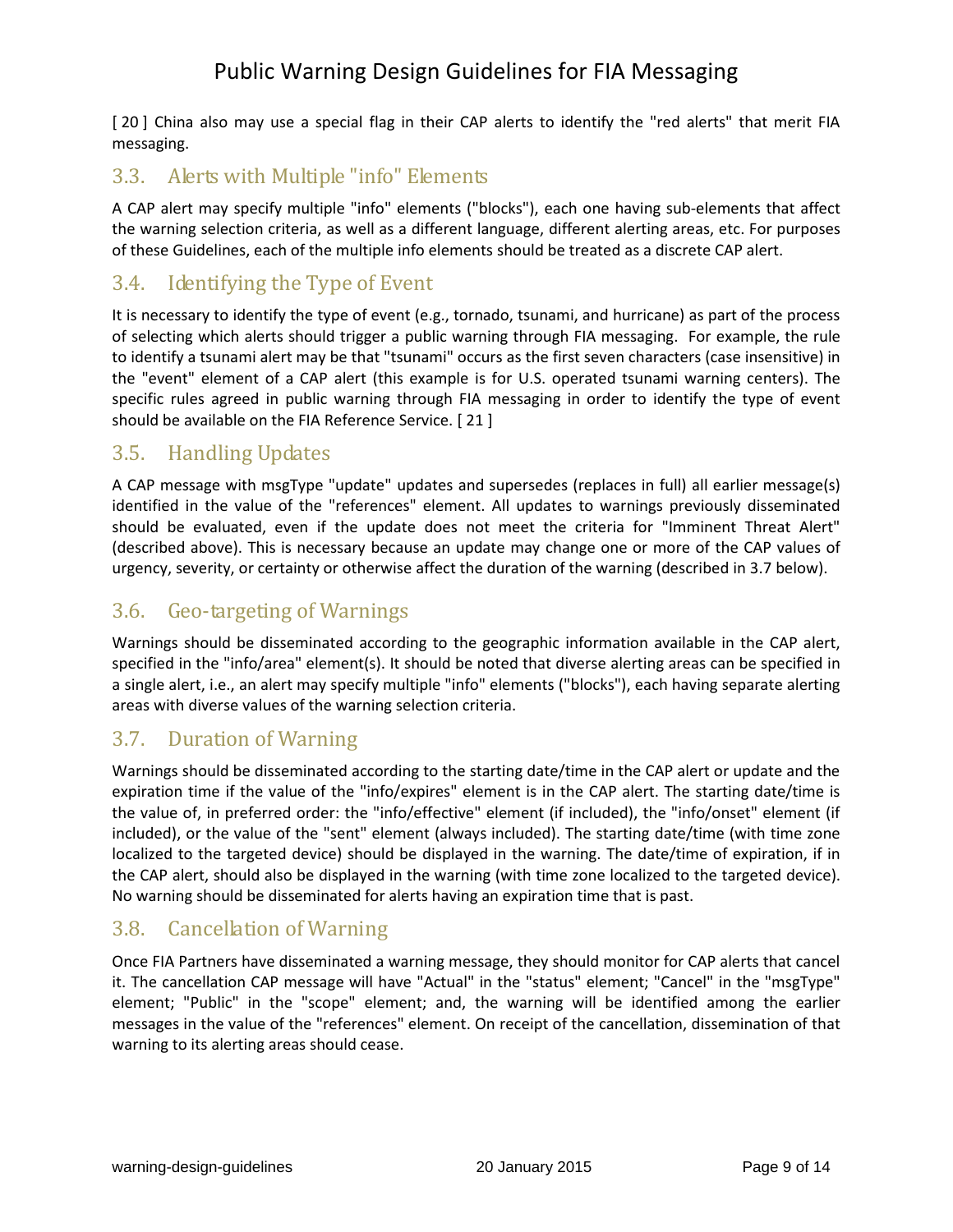[ 20 ] China also may use a special flag in their CAP alerts to identify the "red alerts" that merit FIA messaging.

## 3.3. Alerts with Multiple "info" Elements

A CAP alert may specify multiple "info" elements ("blocks"), each one having sub-elements that affect the warning selection criteria, as well as a different language, different alerting areas, etc. For purposes of these Guidelines, each of the multiple info elements should be treated as a discrete CAP alert.

## 3.4. Identifying the Type of Event

It is necessary to identify the type of event (e.g., tornado, tsunami, and hurricane) as part of the process of selecting which alerts should trigger a public warning through FIA messaging. For example, the rule to identify a tsunami alert may be that "tsunami" occurs as the first seven characters (case insensitive) in the "event" element of a CAP alert (this example is for U.S. operated tsunami warning centers). The specific rules agreed in public warning through FIA messaging in order to identify the type of event should be available on the FIA Reference Service. [ 21 ]

## 3.5. Handling Updates

A CAP message with msgType "update" updates and supersedes (replaces in full) all earlier message(s) identified in the value of the "references" element. All updates to warnings previously disseminated should be evaluated, even if the update does not meet the criteria for "Imminent Threat Alert" (described above). This is necessary because an update may change one or more of the CAP values of urgency, severity, or certainty or otherwise affect the duration of the warning (described in 3.7 below).

## 3.6. Geo-targeting of Warnings

Warnings should be disseminated according to the geographic information available in the CAP alert, specified in the "info/area" element(s). It should be noted that diverse alerting areas can be specified in a single alert, i.e., an alert may specify multiple "info" elements ("blocks"), each having separate alerting areas with diverse values of the warning selection criteria.

## 3.7. Duration of Warning

Warnings should be disseminated according to the starting date/time in the CAP alert or update and the expiration time if the value of the "info/expires" element is in the CAP alert. The starting date/time is the value of, in preferred order: the "info/effective" element (if included), the "info/onset" element (if included), or the value of the "sent" element (always included). The starting date/time (with time zone localized to the targeted device) should be displayed in the warning. The date/time of expiration, if in the CAP alert, should also be displayed in the warning (with time zone localized to the targeted device). No warning should be disseminated for alerts having an expiration time that is past.

## 3.8. Cancellation of Warning

Once FIA Partners have disseminated a warning message, they should monitor for CAP alerts that cancel it. The cancellation CAP message will have "Actual" in the "status" element; "Cancel" in the "msgType" element; "Public" in the "scope" element; and, the warning will be identified among the earlier messages in the value of the "references" element. On receipt of the cancellation, dissemination of that warning to its alerting areas should cease.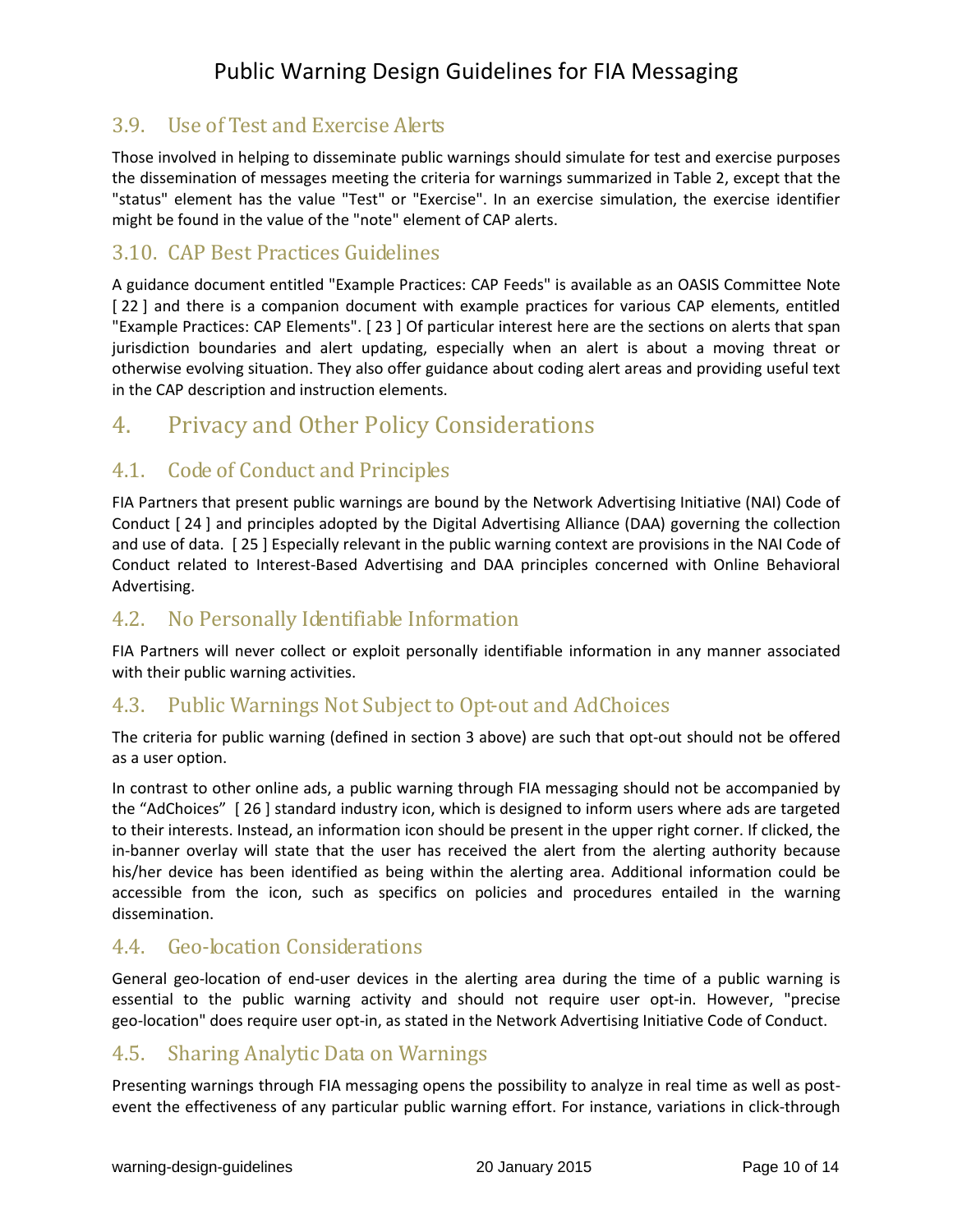## 3.9. Use of Test and Exercise Alerts

Those involved in helping to disseminate public warnings should simulate for test and exercise purposes the dissemination of messages meeting the criteria for warnings summarized in Table 2, except that the "status" element has the value "Test" or "Exercise". In an exercise simulation, the exercise identifier might be found in the value of the "note" element of CAP alerts.

## 3.10. CAP Best Practices Guidelines

A guidance document entitled "Example Practices: CAP Feeds" is available as an OASIS Committee Note [ 22 ] and there is a companion document with example practices for various CAP elements, entitled "Example Practices: CAP Elements". [ 23 ] Of particular interest here are the sections on alerts that span jurisdiction boundaries and alert updating, especially when an alert is about a moving threat or otherwise evolving situation. They also offer guidance about coding alert areas and providing useful text in the CAP description and instruction elements.

# 4. Privacy and Other Policy Considerations

## 4.1. Code of Conduct and Principles

FIA Partners that present public warnings are bound by the Network Advertising Initiative (NAI) Code of Conduct [ 24 ] and principles adopted by the Digital Advertising Alliance (DAA) governing the collection and use of data. [ 25 ] Especially relevant in the public warning context are provisions in the NAI Code of Conduct related to Interest-Based Advertising and DAA principles concerned with Online Behavioral Advertising.

## 4.2. No Personally Identifiable Information

FIA Partners will never collect or exploit personally identifiable information in any manner associated with their public warning activities.

## 4.3. Public Warnings Not Subject to Opt-out and AdChoices

The criteria for public warning (defined in section 3 above) are such that opt-out should not be offered as a user option.

In contrast to other online ads, a public warning through FIA messaging should not be accompanied by the "AdChoices" [ 26 ] standard industry icon, which is designed to inform users where ads are targeted to their interests. Instead, an information icon should be present in the upper right corner. If clicked, the in-banner overlay will state that the user has received the alert from the alerting authority because his/her device has been identified as being within the alerting area. Additional information could be accessible from the icon, such as specifics on policies and procedures entailed in the warning dissemination.

## 4.4. Geo-location Considerations

General geo-location of end-user devices in the alerting area during the time of a public warning is essential to the public warning activity and should not require user opt-in. However, "precise geo-location" does require user opt-in, as stated in the Network Advertising Initiative Code of Conduct.

## 4.5. Sharing Analytic Data on Warnings

Presenting warnings through FIA messaging opens the possibility to analyze in real time as well as post-event the effectiveness of any particular public warning effort. For instance, variations in click-through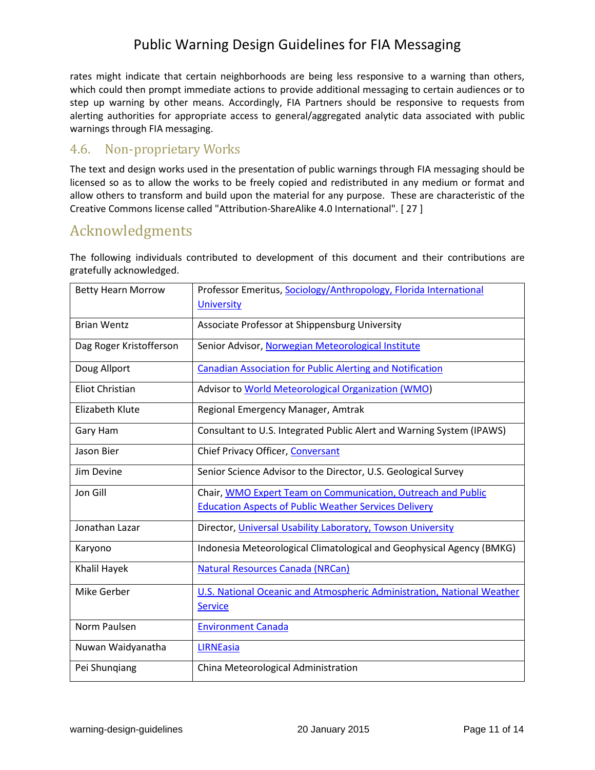rates might indicate that certain neighborhoods are being less responsive to a warning than others, which could then prompt immediate actions to provide additional messaging to certain audiences or to step up warning by other means. Accordingly, FIA Partners should be responsive to requests from alerting authorities for appropriate access to general/aggregated analytic data associated with public warnings through FIA messaging.

### 4.6. Non-proprietary Works

The text and design works used in the presentation of public warnings through FIA messaging should be licensed so as to allow the works to be freely copied and redistributed in any medium or format and allow others to transform and build upon the material for any purpose. These are characteristic of the Creative Commons license called "Attribution-ShareAlike 4.0 International". [ 27 ]

## Acknowledgments

The following individuals contributed to development of this document and their contributions are gratefully acknowledged.

| | |
|---|---|
| Betty Hearn Morrow | Professor Emeritus, Sociology/Anthropology, Florida International University |
| Brian Wentz | Associate Professor at Shippensburg University |
| Dag Roger Kristofferson | Senior Advisor, Norwegian Meteorological Institute |
| Doug Allport | Canadian Association for Public Alerting and Notification |
| Eliot Christian | Advisor to World Meteorological Organization (WMO) |
| Elizabeth Klute | Regional Emergency Manager, Amtrak |
| Gary Ham | Consultant to U.S. Integrated Public Alert and Warning System (IPAWS) |
| Jason Bier | Chief Privacy Officer, Conversant |
| Jim Devine | Senior Science Advisor to the Director, U.S. Geological Survey |
| Jon Gill | Chair, WMO Expert Team on Communication, Outreach and Public Education Aspects of Public Weather Services Delivery |
| Jonathan Lazar | Director, Universal Usability Laboratory, Towson University |
| Karyono | Indonesia Meteorological Climatological and Geophysical Agency (BMKG) |
| Khalil Hayek | Natural Resources Canada (NRCan) |
| Mike Gerber | U.S. National Oceanic and Atmospheric Administration, National Weather Service |
| Norm Paulsen | Environment Canada |
| Nuwan Waidyanatha | LIRNEasia |
| Pei Shunqiang | China Meteorological Administration |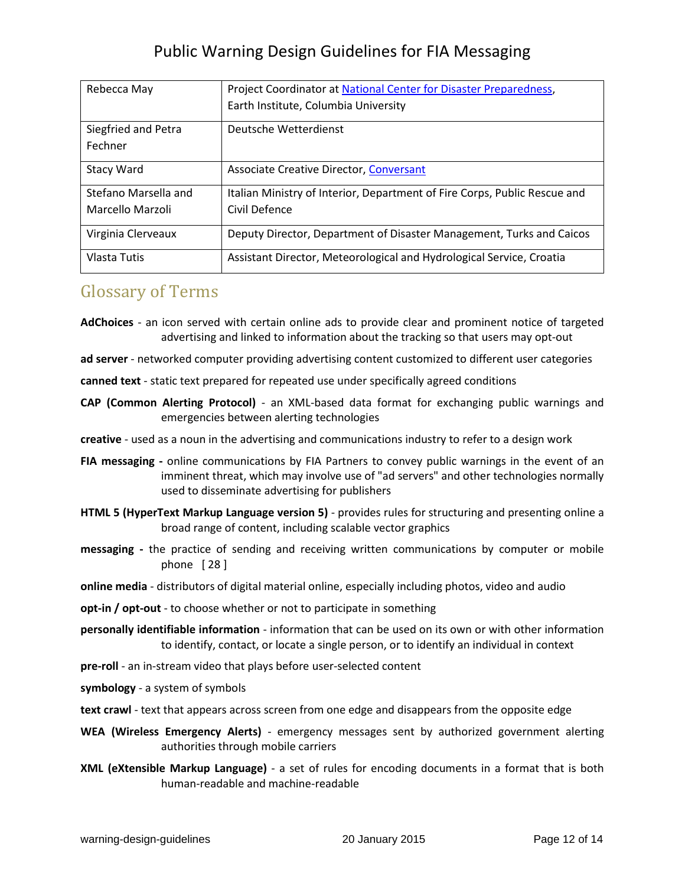| Rebecca May | Project Coordinator at National Center for Disaster Preparedness, Earth Institute, Columbia University |
|---|---|
| Siegfried and Petra Fechner | Deutsche Wetterdienst |
| Stacy Ward | Associate Creative Director, Conversant |
| Stefano Marsella and Marcello Marzoli | Italian Ministry of Interior, Department of Fire Corps, Public Rescue and Civil Defence |
| Virginia Clerveaux | Deputy Director, Department of Disaster Management, Turks and Caicos |
| Vlasta Tutis | Assistant Director, Meteorological and Hydrological Service, Croatia |

## Glossary of Terms

**AdChoices** - an icon served with certain online ads to provide clear and prominent notice of targeted advertising and linked to information about the tracking so that users may opt-out

**ad server** - networked computer providing advertising content customized to different user categories

**canned text** - static text prepared for repeated use under specifically agreed conditions

**CAP (Common Alerting Protocol)** - an XML-based data format for exchanging public warnings and emergencies between alerting technologies

**creative** - used as a noun in the advertising and communications industry to refer to a design work

**FIA messaging -** online communications by FIA Partners to convey public warnings in the event of an imminent threat, which may involve use of "ad servers" and other technologies normally used to disseminate advertising for publishers

**HTML 5 (HyperText Markup Language version 5)** - provides rules for structuring and presenting online a broad range of content, including scalable vector graphics

**messaging -** the practice of sending and receiving written communications by computer or mobile phone [ 28 ]

**online media** - distributors of digital material online, especially including photos, video and audio

**opt-in / opt-out** - to choose whether or not to participate in something

**personally identifiable information** - information that can be used on its own or with other information to identify, contact, or locate a single person, or to identify an individual in context

**pre-roll** - an in-stream video that plays before user-selected content

**symbology** - a system of symbols

**text crawl** - text that appears across screen from one edge and disappears from the opposite edge

**WEA (Wireless Emergency Alerts)** - emergency messages sent by authorized government alerting authorities through mobile carriers

**XML (eXtensible Markup Language)** - a set of rules for encoding documents in a format that is both human-readable and machine-readable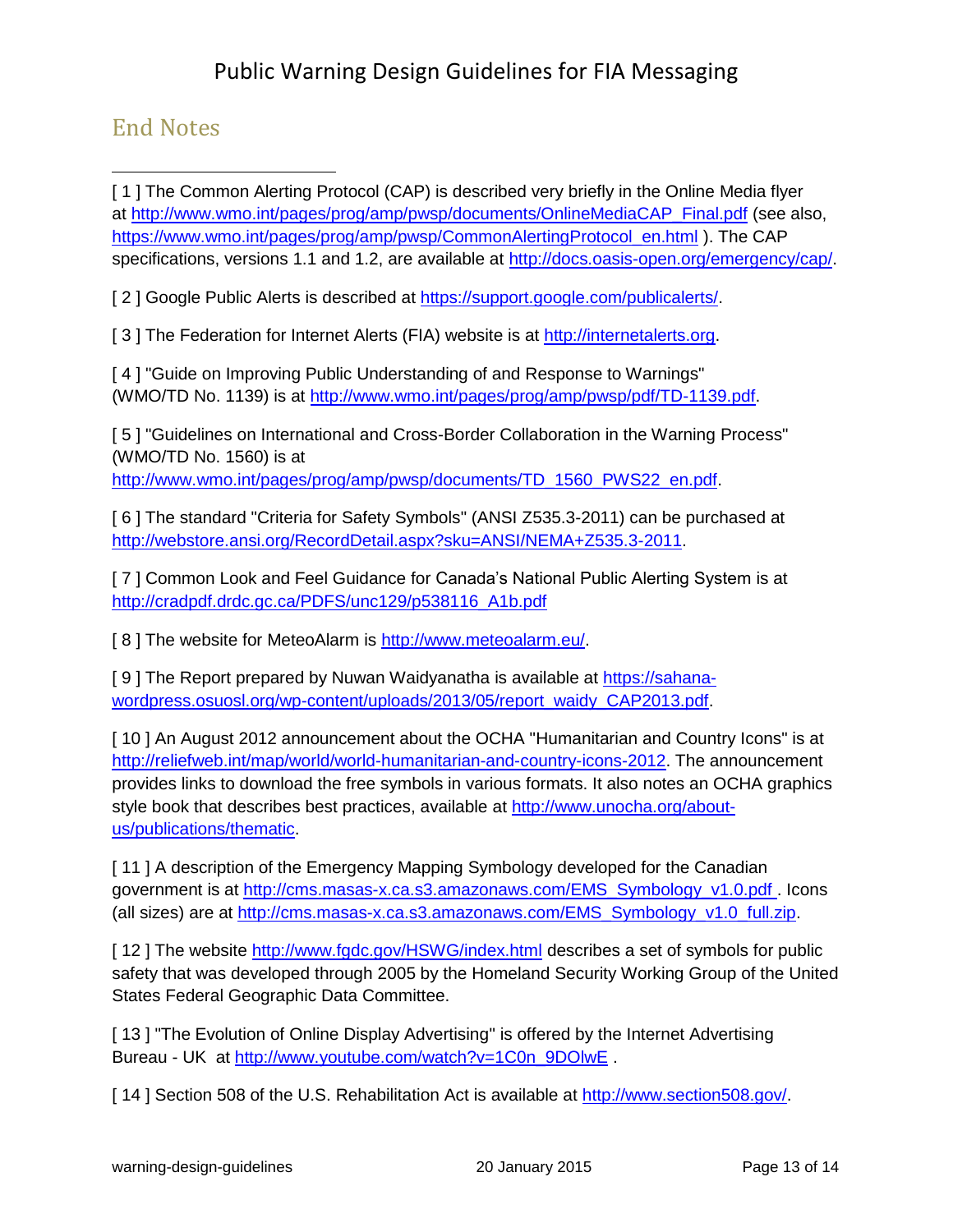## End Notes

[ 1 ] The Common Alerting Protocol (CAP) is described very briefly in the Online Media flyer at http://www.wmo.int/pages/prog/amp/pwsp/documents/OnlineMediaCAP_Final.pdf (see also, https://www.wmo.int/pages/prog/amp/pwsp/CommonAlertingProtocol_en.html ). The CAP specifications, versions 1.1 and 1.2, are available at http://docs.oasis-open.org/emergency/cap/.

[ 2 ] Google Public Alerts is described at https://support.google.com/publicalerts/.

[ 3 ] The Federation for Internet Alerts (FIA) website is at http://internetalerts.org.

[ 4 ] "Guide on Improving Public Understanding of and Response to Warnings" (WMO/TD No. 1139) is at http://www.wmo.int/pages/prog/amp/pwsp/pdf/TD-1139.pdf.

[ 5 ] "Guidelines on International and Cross-Border Collaboration in the Warning Process" (WMO/TD No. 1560) is at http://www.wmo.int/pages/prog/amp/pwsp/documents/TD_1560_PWS22_en.pdf.

[ 6 ] The standard "Criteria for Safety Symbols" (ANSI Z535.3-2011) can be purchased at http://webstore.ansi.org/RecordDetail.aspx?sku=ANSI/NEMA+Z535.3-2011.

[ 7 ] Common Look and Feel Guidance for Canada's National Public Alerting System is at http://cradpdf.drdc.gc.ca/PDFS/unc129/p538116_A1b.pdf

[ 8 ] The website for MeteoAlarm is http://www.meteoalarm.eu/.

[ 9 ] The Report prepared by Nuwan Waidyanatha is available at https://sahana-wordpress.osuosl.org/wp-content/uploads/2013/05/report_waidy_CAP2013.pdf.

[ 10 ] An August 2012 announcement about the OCHA "Humanitarian and Country Icons" is at http://reliefweb.int/map/world/world-humanitarian-and-country-icons-2012. The announcement provides links to download the free symbols in various formats. It also notes an OCHA graphics style book that describes best practices, available at http://www.unocha.org/about-us/publications/thematic.

[ 11 ] A description of the Emergency Mapping Symbology developed for the Canadian government is at http://cms.masas-x.ca.s3.amazonaws.com/EMS_Symbology_v1.0.pdf . Icons (all sizes) are at http://cms.masas-x.ca.s3.amazonaws.com/EMS_Symbology_v1.0_full.zip.

[ 12 ] The website http://www.fgdc.gov/HSWG/index.html describes a set of symbols for public safety that was developed through 2005 by the Homeland Security Working Group of the United States Federal Geographic Data Committee.

[ 13 ] "The Evolution of Online Display Advertising" is offered by the Internet Advertising Bureau - UK at http://www.youtube.com/watch?v=1C0n_9DOlwE .

[ 14 ] Section 508 of the U.S. Rehabilitation Act is available at http://www.section508.gov/.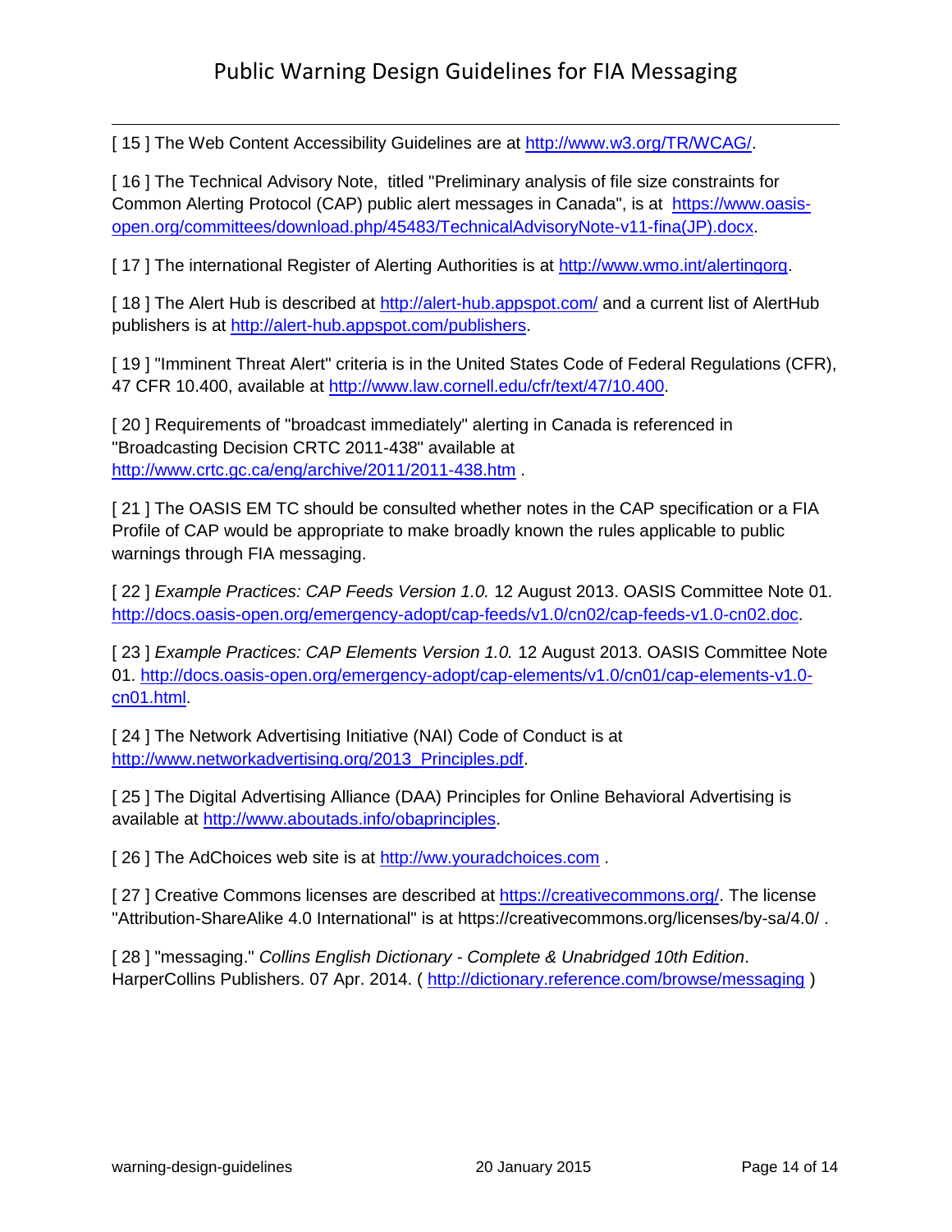[ 15 ] The Web Content Accessibility Guidelines are at http://www.w3.org/TR/WCAG/.

[ 16 ] The Technical Advisory Note, titled "Preliminary analysis of file size constraints for Common Alerting Protocol (CAP) public alert messages in Canada", is at https://www.oasis-open.org/committees/download.php/45483/TechnicalAdvisoryNote-v11-fina(JP).docx.

[ 17 ] The international Register of Alerting Authorities is at http://www.wmo.int/alertingorg.

[ 18 ] The Alert Hub is described at http://alert-hub.appspot.com/ and a current list of AlertHub publishers is at http://alert-hub.appspot.com/publishers.

[ 19 ] "Imminent Threat Alert" criteria is in the United States Code of Federal Regulations (CFR), 47 CFR 10.400, available at http://www.law.cornell.edu/cfr/text/47/10.400.

[ 20 ] Requirements of "broadcast immediately" alerting in Canada is referenced in "Broadcasting Decision CRTC 2011-438" available at http://www.crtc.gc.ca/eng/archive/2011/2011-438.htm .

[ 21 ] The OASIS EM TC should be consulted whether notes in the CAP specification or a FIA Profile of CAP would be appropriate to make broadly known the rules applicable to public warnings through FIA messaging.

[ 22 ] *Example Practices: CAP Feeds Version 1.0.* 12 August 2013. OASIS Committee Note 01. http://docs.oasis-open.org/emergency-adopt/cap-feeds/v1.0/cn02/cap-feeds-v1.0-cn02.doc.

[ 23 ] *Example Practices: CAP Elements Version 1.0.* 12 August 2013. OASIS Committee Note 01. http://docs.oasis-open.org/emergency-adopt/cap-elements/v1.0/cn01/cap-elements-v1.0-cn01.html.

[ 24 ] The Network Advertising Initiative (NAI) Code of Conduct is at http://www.networkadvertising.org/2013_Principles.pdf.

[ 25 ] The Digital Advertising Alliance (DAA) Principles for Online Behavioral Advertising is available at http://www.aboutads.info/obaprinciples.

[ 26 ] The AdChoices web site is at http://ww.youradchoices.com .

[ 27 ] Creative Commons licenses are described at https://creativecommons.org/. The license "Attribution-ShareAlike 4.0 International" is at https://creativecommons.org/licenses/by-sa/4.0/ .

[ 28 ] "messaging." *Collins English Dictionary - Complete & Unabridged 10th Edition*. HarperCollins Publishers. 07 Apr. 2014. ( http://dictionary.reference.com/browse/messaging )